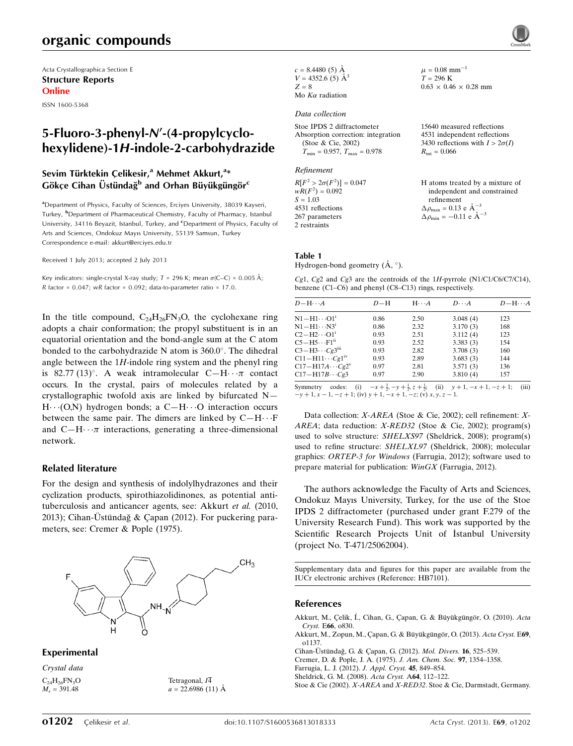Acta Crystallographica Section E
**Structure Reports Online**

ISSN 1600-5368

# 5-Fluoro-3-phenyl-*N*′-(4-propylcyclohexylidene)-1*H*-indole-2-carbohydrazide

**Sevim Türktekin Çelikesir,[a] Mehmet Akkurt,[a]* Gökçe Cihan Üstündağ[b] and Orhan Büyükgüngör[c]**

[a]Department of Physics, Faculty of Sciences, Erciyes University, 38039 Kayseri, Turkey, [b]Department of Pharmaceutical Chemistry, Faculty of Pharmacy, Istanbul University, 34116 Beyazit, Istanbul, Turkey, and [c]Department of Physics, Faculty of Arts and Sciences, Ondokuz Mayıs University, 55139 Samsun, Turkey
Correspondence e-mail: akkurt@erciyes.edu.tr

Received 1 July 2013; accepted 2 July 2013

Key indicators: single-crystal X-ray study; $T$ = 296 K; mean $\sigma$(C–C) = 0.005 Å; $R$ factor = 0.047; $wR$ factor = 0.092; data-to-parameter ratio = 17.0.

In the title compound, $C_{24}H_{26}FN_3O$, the cyclohexane ring adopts a chair conformation; the propyl substituent is in an equatorial orientation and the bond-angle sum at the C atom bonded to the carbohydrazide N atom is 360.0°. The dihedral angle between the 1*H*-indole ring system and the phenyl ring is 82.77 (13)°. A weak intramolecular C—H⋯π contact occurs. In the crystal, pairs of molecules related by a crystallographic twofold axis are linked by bifurcated N—H⋯(O,N) hydrogen bonds; a C—H⋯O interaction occurs between the same pair. The dimers are linked by C—H⋯F and C—H⋯π interactions, generating a three-dimensional network.

## Related literature

For the design and synthesis of indolylhydrazones and their cyclization products, spirothiazolidinones, as potential anti-tuberculosis and anticancer agents, see: Akkurt *et al.* (2010, 2013); Cihan-Üstündağ & Çapan (2012). For puckering parameters, see: Cremer & Pople (1975).

## Experimental

### Crystal data

$C_{24}H_{26}FN_3O$
$M_r$ = 391.48
Tetragonal, $I\bar{4}$
$a$ = 22.6986 (11) Å
$c$ = 8.4480 (5) Å
$V$ = 4352.6 (5) Å$^3$
$Z$ = 8
Mo $K\alpha$ radiation
$\mu$ = 0.08 mm$^{-1}$
$T$ = 296 K
0.63 × 0.46 × 0.28 mm

### Data collection

Stoe IPDS 2 diffractometer
Absorption correction: integration (Stoe & Cie, 2002)
$T_{min}$ = 0.957, $T_{max}$ = 0.978
15640 measured reflections
4531 independent reflections
3430 reflections with $I > 2\sigma(I)$
$R_{int}$ = 0.066

### Refinement

$R[F^2 > 2\sigma(F^2)]$ = 0.047
$wR(F^2)$ = 0.092
$S$ = 1.03
4531 reflections
267 parameters
2 restraints
H atoms treated by a mixture of independent and constrained refinement
$\Delta\rho_{max}$ = 0.13 e Å$^{-3}$
$\Delta\rho_{min}$ = −0.11 e Å$^{-3}$

**Table 1**
Hydrogen-bond geometry (Å, °).

*Cg*1, *Cg*2 and *Cg*3 are the centroids of the 1*H*-pyrrole (N1/C1/C6/C7/C14), benzene (C1–C6) and phenyl (C8–C13) rings, respectively.

| $D$—H⋯$A$ | $D$—H | H⋯$A$ | $D$⋯$A$ | $D$—H⋯$A$ |
|---|---|---|---|---|
| N1—H1⋯O1$^{i}$ | 0.86 | 2.50 | 3.048 (4) | 123 |
| N1—H1⋯N3$^{i}$ | 0.86 | 2.32 | 3.170 (3) | 168 |
| C2—H2⋯O1$^{i}$ | 0.93 | 2.51 | 3.112 (4) | 123 |
| C5—H5⋯F1$^{ii}$ | 0.93 | 2.52 | 3.383 (3) | 154 |
| C3—H3⋯*Cg*3$^{iii}$ | 0.93 | 2.82 | 3.708 (3) | 160 |
| C11—H11⋯*Cg*1$^{iv}$ | 0.93 | 2.89 | 3.683 (3) | 144 |
| C17—H17*A*⋯*Cg*2$^{v}$ | 0.97 | 2.81 | 3.571 (3) | 136 |
| C17—H17*B*⋯*Cg*3 | 0.97 | 2.90 | 3.810 (4) | 157 |

Symmetry codes: (i) $-x+\frac{3}{2}, -y+\frac{1}{2}, z+\frac{1}{2}$; (ii) $y+1, -x+1, -z+1$; (iii) $-y+1, x-1, -z+1$; (iv) $y+1, -x+1, -z$; (v) $x, y, z-1$.

Data collection: *X-AREA* (Stoe & Cie, 2002); cell refinement: *X-AREA*; data reduction: *X-RED32* (Stoe & Cie, 2002); program(s) used to solve structure: *SHELXS97* (Sheldrick, 2008); program(s) used to refine structure: *SHELXL97* (Sheldrick, 2008); molecular graphics: *ORTEP-3 for Windows* (Farrugia, 2012); software used to prepare material for publication: *WinGX* (Farrugia, 2012).

The authors acknowledge the Faculty of Arts and Sciences, Ondokuz Mayıs University, Turkey, for the use of the Stoe IPDS 2 diffractometer (purchased under grant F.279 of the University Research Fund). This work was supported by the Scientific Research Projects Unit of İstanbul University (project No. T-471/25062004).

Supplementary data and figures for this paper are available from the IUCr electronic archives (Reference: HB7101).

## References

Akkurt, M., Çelik, Í., Cihan, G., Çapan, G. & Büyükgüngör, O. (2010). *Acta Cryst.* E**66**, o830.
Akkurt, M., Zopun, M., Çapan, G. & Büyükgüngör, O. (2013). *Acta Cryst.* E**69**, o1137.
Cihan-Üstündağ, G. & Çapan, G. (2012). *Mol. Divers.* **16**, 525–539.
Cremer, D. & Pople, J. A. (1975). *J. Am. Chem. Soc.* **97**, 1354–1358.
Farrugia, L. J. (2012). *J. Appl. Cryst.* **45**, 849–854.
Sheldrick, G. M. (2008). *Acta Cryst.* A**64**, 112–122.
Stoe & Cie (2002). *X-AREA* and *X-RED32*. Stoe & Cie, Darmstadt, Germany.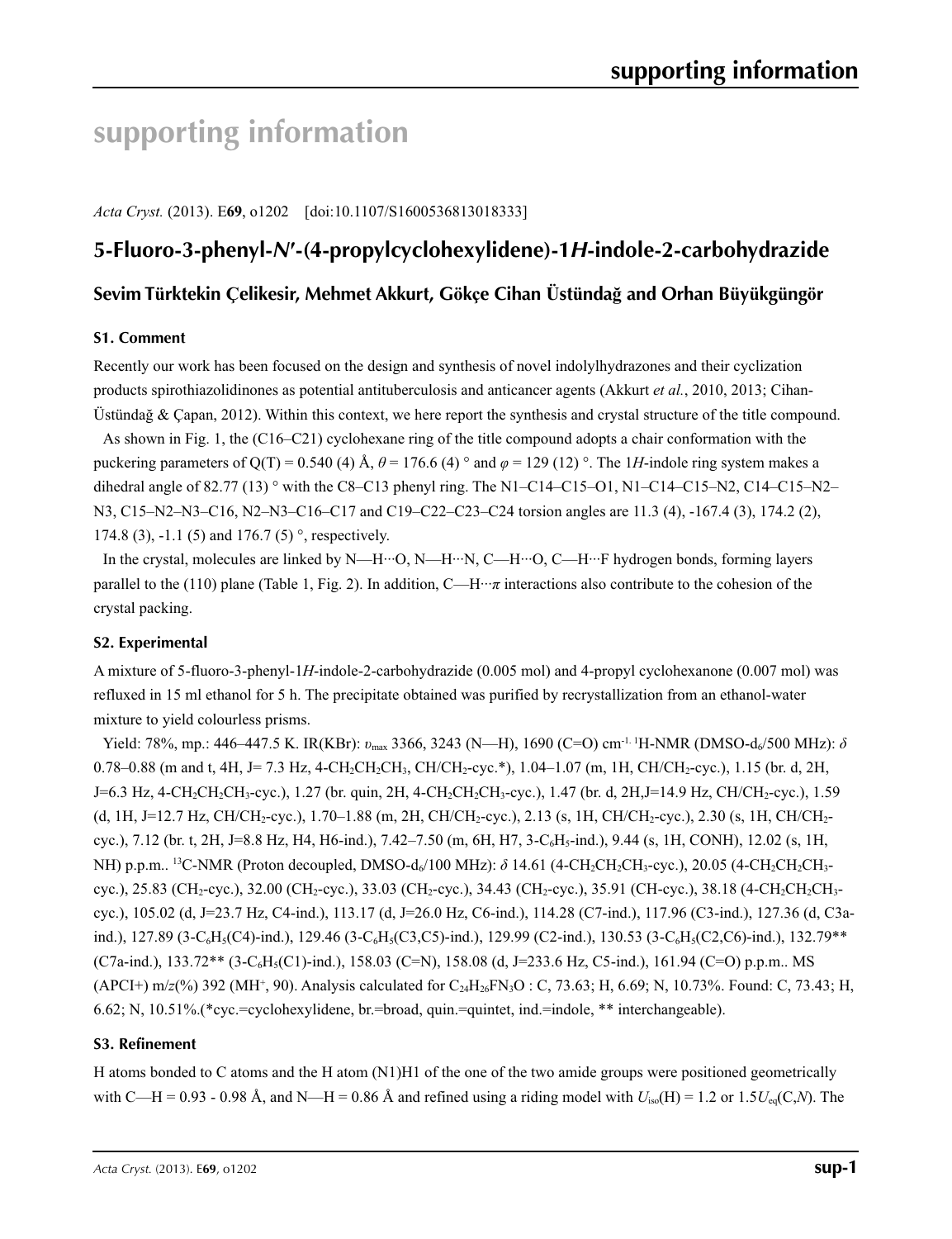# supporting information

*Acta Cryst.* (2013). E**69**, o1202 [doi:10.1107/S1600536813018333]

## 5-Fluoro-3-phenyl-*N*′-(4-propylcyclohexylidene)-1*H*-indole-2-carbohydrazide

### Sevim Türktekin Çelikesir, Mehmet Akkurt, Gökçe Cihan Üstündağ and Orhan Büyükgüngör

### S1. Comment

Recently our work has been focused on the design and synthesis of novel indolylhydrazones and their cyclization products spirothiazolidinones as potential antituberculosis and anticancer agents (Akkurt *et al.*, 2010, 2013; Cihan-Üstündağ & Çapan, 2012). Within this context, we here report the synthesis and crystal structure of the title compound.

As shown in Fig. 1, the (C16–C21) cyclohexane ring of the title compound adopts a chair conformation with the puckering parameters of Q(T) = 0.540 (4) Å, $\theta$ = 176.6 (4) ° and $\varphi$ = 129 (12) °. The 1*H*-indole ring system makes a dihedral angle of 82.77 (13) ° with the C8–C13 phenyl ring. The N1–C14–C15–O1, N1–C14–C15–N2, C14–C15–N2–N3, C15–N2–N3–C16, N2–N3–C16–C17 and C19–C22–C23–C24 torsion angles are 11.3 (4), -167.4 (3), 174.2 (2), 174.8 (3), -1.1 (5) and 176.7 (5) °, respectively.

In the crystal, molecules are linked by N—H···O, N—H···N, C—H···O, C—H···F hydrogen bonds, forming layers parallel to the (110) plane (Table 1, Fig. 2). In addition, C—H···*π* interactions also contribute to the cohesion of the crystal packing.

### S2. Experimental

A mixture of 5-fluoro-3-phenyl-1*H*-indole-2-carbohydrazide (0.005 mol) and 4-propyl cyclohexanone (0.007 mol) was refluxed in 15 ml ethanol for 5 h. The precipitate obtained was purified by recrystallization from an ethanol-water mixture to yield colourless prisms.

Yield: 78%, mp.: 446–447.5 K. IR(KBr): $\upsilon_{max}$ 3366, 3243 (N—H), 1690 (C=O) cm$^{-1}$. $^1$H-NMR (DMSO-d$_6$/500 MHz): $\delta$ 0.78–0.88 (m and t, 4H, J= 7.3 Hz, 4-$CH_2CH_2CH_3$, CH/$CH_2$-cyc.*), 1.04–1.07 (m, 1H, CH/$CH_2$-cyc.), 1.15 (br. d, 2H, J=6.3 Hz, 4-$CH_2CH_2CH_3$-cyc.), 1.27 (br. quin, 2H, 4-$CH_2CH_2CH_3$-cyc.), 1.47 (br. d, 2H,J=14.9 Hz, CH/$CH_2$-cyc.), 1.59 (d, 1H, J=12.7 Hz, CH/$CH_2$-cyc.), 1.70–1.88 (m, 2H, CH/$CH_2$-cyc.), 2.13 (s, 1H, CH/$CH_2$-cyc.), 2.30 (s, 1H, CH/$CH_2$-cyc.), 7.12 (br. t, 2H, J=8.8 Hz, H4, H6-ind.), 7.42–7.50 (m, 6H, H7, 3-$C_6H_5$-ind.), 9.44 (s, 1H, CONH), 12.02 (s, 1H, NH) p.p.m.. $^{13}$C-NMR (Proton decoupled, DMSO-d$_6$/100 MHz): $\delta$ 14.61 (4-$CH_2CH_2CH_3$-cyc.), 20.05 (4-$CH_2CH_2CH_3$-cyc.), 25.83 ($CH_2$-cyc.), 32.00 ($CH_2$-cyc.), 33.03 ($CH_2$-cyc.), 34.43 ($CH_2$-cyc.), 35.91 (CH-cyc.), 38.18 (4-$CH_2CH_2CH_3$-cyc.), 105.02 (d, J=23.7 Hz, C4-ind.), 113.17 (d, J=26.0 Hz, C6-ind.), 114.28 (C7-ind.), 117.96 (C3-ind.), 127.36 (d, C3a-ind.), 127.89 (3-$C_6H_5$(C4)-ind.), 129.46 (3-$C_6H_5$(C3,C5)-ind.), 129.99 (C2-ind.), 130.53 (3-$C_6H_5$(C2,C6)-ind.), 132.79** (C7a-ind.), 133.72** (3-$C_6H_5$(C1)-ind.), 158.03 (C=N), 158.08 (d, J=233.6 Hz, C5-ind.), 161.94 (C=O) p.p.m.. MS (APCI+) m/*z*(%) 392 (MH$^+$, 90). Analysis calculated for $C_{24}H_{26}FN_3O$ : C, 73.63; H, 6.69; N, 10.73%. Found: C, 73.43; H, 6.62; N, 10.51%.(*cyc.=cyclohexylidene, br.=broad, quin.=quintet, ind.=indole, ** interchangeable).

### S3. Refinement

H atoms bonded to C atoms and the H atom (N1)H1 of the one of the two amide groups were positioned geometrically with C—H = 0.93 - 0.98 Å, and N—H = 0.86 Å and refined using a riding model with $U_{iso}$(H) = 1.2 or 1.5$U_{eq}$(C,*N*). The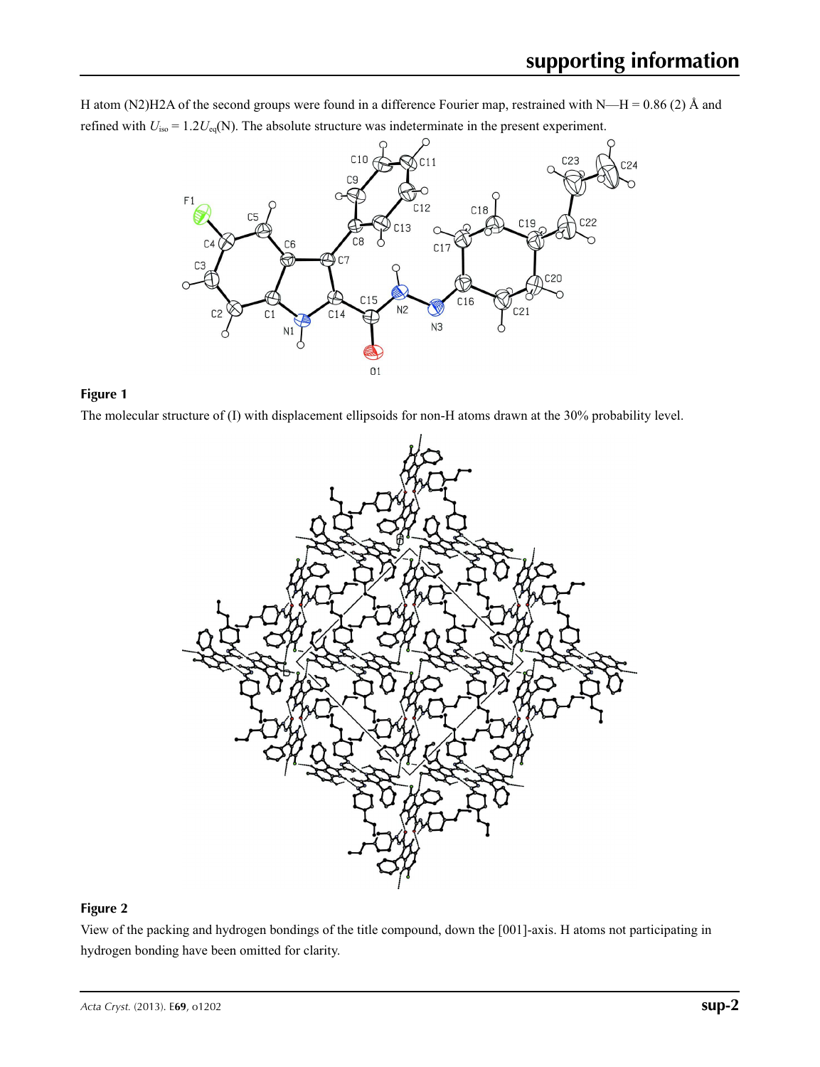H atom (N2)H2A of the second groups were found in a difference Fourier map, restrained with N—H = 0.86 (2) Å and refined with $U_{iso}$ = 1.2$U_{eq}$(N). The absolute structure was indeterminate in the present experiment.

**Figure 1**

The molecular structure of (I) with displacement ellipsoids for non-H atoms drawn at the 30% probability level.

**Figure 2**

View of the packing and hydrogen bondings of the title compound, down the [001]-axis. H atoms not participating in hydrogen bonding have been omitted for clarity.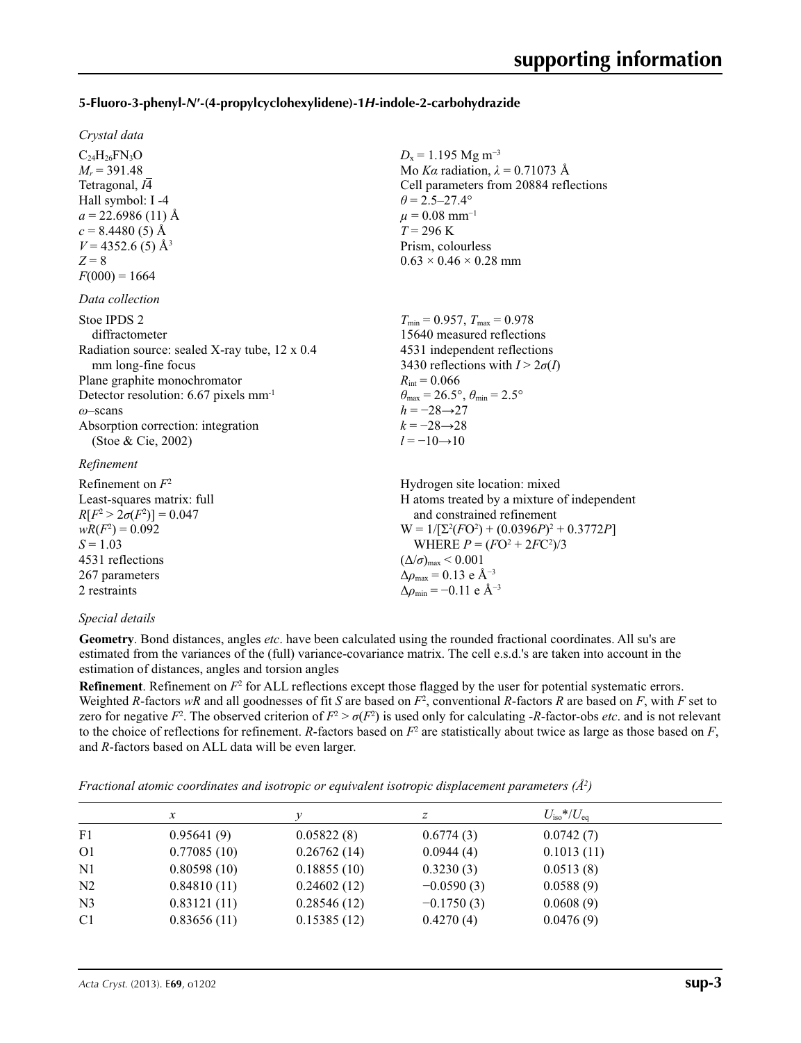## 5-Fluoro-3-phenyl-*N*′-(4-propylcyclohexylidene)-1*H*-indole-2-carbohydrazide

### *Crystal data*

$C_{24}H_{26}FN_3O$
$M_r = 391.48$
Tetragonal, $I\bar{4}$
Hall symbol: I -4
$a = 22.6986$ (11) Å
$c = 8.4480$ (5) Å
$V = 4352.6$ (5) Å$^3$
$Z = 8$
$F(000) = 1664$

$D_x = 1.195$ Mg m$^{-3}$
Mo $K\alpha$ radiation, $\lambda = 0.71073$ Å
Cell parameters from 20884 reflections
$\theta = 2.5$–$27.4°$
$\mu = 0.08$ mm$^{-1}$
$T = 296$ K
Prism, colourless
$0.63 \times 0.46 \times 0.28$ mm

### *Data collection*

Stoe IPDS 2 diffractometer
Radiation source: sealed X-ray tube, 12 x 0.4 mm long-fine focus
Plane graphite monochromator
Detector resolution: 6.67 pixels mm$^{-1}$
$\omega$–scans
Absorption correction: integration (Stoe & Cie, 2002)

$T_{min} = 0.957$, $T_{max} = 0.978$
15640 measured reflections
4531 independent reflections
3430 reflections with $I > 2\sigma(I)$
$R_{int} = 0.066$
$\theta_{max} = 26.5°$, $\theta_{min} = 2.5°$
$h = -28 \rightarrow 27$
$k = -28 \rightarrow 28$
$l = -10 \rightarrow 10$

### *Refinement*

Refinement on $F^2$
Least-squares matrix: full
$R[F^2 > 2\sigma(F^2)] = 0.047$
$wR(F^2) = 0.092$
$S = 1.03$
4531 reflections
267 parameters
2 restraints

Hydrogen site location: mixed
H atoms treated by a mixture of independent and constrained refinement
$W = 1/[\Sigma^2(FO^2) + (0.0396P)^2 + 0.3772P]$ WHERE $P = (FO^2 + 2FC^2)/3$
$(\Delta/\sigma)_{max} < 0.001$
$\Delta\rho_{max} = 0.13$ e Å$^{-3}$
$\Delta\rho_{min} = -0.11$ e Å$^{-3}$

### *Special details*

**Geometry**. Bond distances, angles *etc*. have been calculated using the rounded fractional coordinates. All su's are estimated from the variances of the (full) variance-covariance matrix. The cell e.s.d.'s are taken into account in the estimation of distances, angles and torsion angles

**Refinement**. Refinement on $F^2$ for ALL reflections except those flagged by the user for potential systematic errors. Weighted *R*-factors *wR* and all goodnesses of fit *S* are based on $F^2$, conventional *R*-factors *R* are based on *F*, with *F* set to zero for negative $F^2$. The observed criterion of $F^2 > \sigma(F^2)$ is used only for calculating -*R*-factor-obs *etc*. and is not relevant to the choice of reflections for refinement. *R*-factors based on $F^2$ are statistically about twice as large as those based on *F*, and *R*-factors based on ALL data will be even larger.

*Fractional atomic coordinates and isotropic or equivalent isotropic displacement parameters (Å$^2$)*

| | *x* | *y* | *z* | $U_{iso}$*/$U_{eq}$ |
|---|---|---|---|---|
| F1 | 0.95641 (9) | 0.05822 (8) | 0.6774 (3) | 0.0742 (7) |
| O1 | 0.77085 (10) | 0.26762 (14) | 0.0944 (4) | 0.1013 (11) |
| N1 | 0.80598 (10) | 0.18855 (10) | 0.3230 (3) | 0.0513 (8) |
| N2 | 0.84810 (11) | 0.24602 (12) | −0.0590 (3) | 0.0588 (9) |
| N3 | 0.83121 (11) | 0.28546 (12) | −0.1750 (3) | 0.0608 (9) |
| C1 | 0.83656 (11) | 0.15385 (12) | 0.4270 (4) | 0.0476 (9) |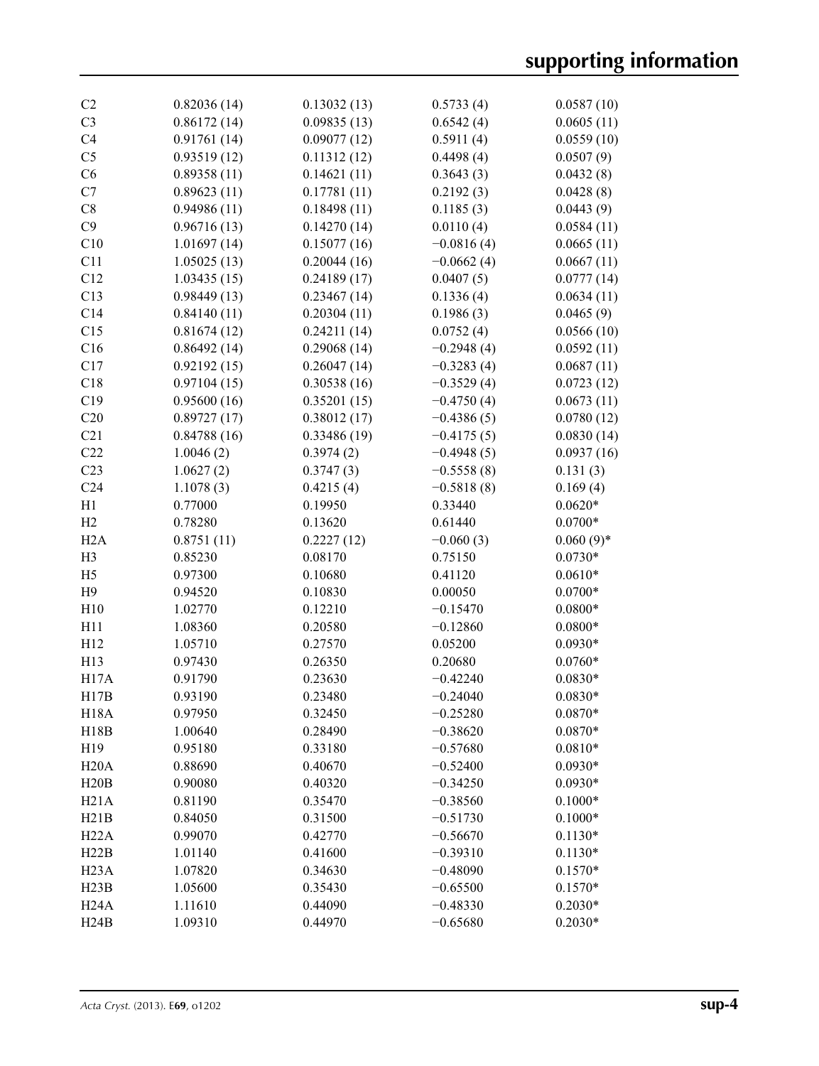| | | | | |
|---|---|---|---|---|
| C2 | 0.82036 (14) | 0.13032 (13) | 0.5733 (4) | 0.0587 (10) |
| C3 | 0.86172 (14) | 0.09835 (13) | 0.6542 (4) | 0.0605 (11) |
| C4 | 0.91761 (14) | 0.09077 (12) | 0.5911 (4) | 0.0559 (10) |
| C5 | 0.93519 (12) | 0.11312 (12) | 0.4498 (4) | 0.0507 (9) |
| C6 | 0.89358 (11) | 0.14621 (11) | 0.3643 (3) | 0.0432 (8) |
| C7 | 0.89623 (11) | 0.17781 (11) | 0.2192 (3) | 0.0428 (8) |
| C8 | 0.94986 (11) | 0.18498 (11) | 0.1185 (3) | 0.0443 (9) |
| C9 | 0.96716 (13) | 0.14270 (14) | 0.0110 (4) | 0.0584 (11) |
| C10 | 1.01697 (14) | 0.15077 (16) | −0.0816 (4) | 0.0665 (11) |
| C11 | 1.05025 (13) | 0.20044 (16) | −0.0662 (4) | 0.0667 (11) |
| C12 | 1.03435 (15) | 0.24189 (17) | 0.0407 (5) | 0.0777 (14) |
| C13 | 0.98449 (13) | 0.23467 (14) | 0.1336 (4) | 0.0634 (11) |
| C14 | 0.84140 (11) | 0.20304 (11) | 0.1986 (3) | 0.0465 (9) |
| C15 | 0.81674 (12) | 0.24211 (14) | 0.0752 (4) | 0.0566 (10) |
| C16 | 0.86492 (14) | 0.29068 (14) | −0.2948 (4) | 0.0592 (11) |
| C17 | 0.92192 (15) | 0.26047 (14) | −0.3283 (4) | 0.0687 (11) |
| C18 | 0.97104 (15) | 0.30538 (16) | −0.3529 (4) | 0.0723 (12) |
| C19 | 0.95600 (16) | 0.35201 (15) | −0.4750 (4) | 0.0673 (11) |
| C20 | 0.89727 (17) | 0.38012 (17) | −0.4386 (5) | 0.0780 (12) |
| C21 | 0.84788 (16) | 0.33486 (19) | −0.4175 (5) | 0.0830 (14) |
| C22 | 1.0046 (2) | 0.3974 (2) | −0.4948 (5) | 0.0937 (16) |
| C23 | 1.0627 (2) | 0.3747 (3) | −0.5558 (8) | 0.131 (3) |
| C24 | 1.1078 (3) | 0.4215 (4) | −0.5818 (8) | 0.169 (4) |
| H1 | 0.77000 | 0.19950 | 0.33440 | 0.0620* |
| H2 | 0.78280 | 0.13620 | 0.61440 | 0.0700* |
| H2A | 0.8751 (11) | 0.2227 (12) | −0.060 (3) | 0.060 (9)* |
| H3 | 0.85230 | 0.08170 | 0.75150 | 0.0730* |
| H5 | 0.97300 | 0.10680 | 0.41120 | 0.0610* |
| H9 | 0.94520 | 0.10830 | 0.00050 | 0.0700* |
| H10 | 1.02770 | 0.12210 | −0.15470 | 0.0800* |
| H11 | 1.08360 | 0.20580 | −0.12860 | 0.0800* |
| H12 | 1.05710 | 0.27570 | 0.05200 | 0.0930* |
| H13 | 0.97430 | 0.26350 | 0.20680 | 0.0760* |
| H17A | 0.91790 | 0.23630 | −0.42240 | 0.0830* |
| H17B | 0.93190 | 0.23480 | −0.24040 | 0.0830* |
| H18A | 0.97950 | 0.32450 | −0.25280 | 0.0870* |
| H18B | 1.00640 | 0.28490 | −0.38620 | 0.0870* |
| H19 | 0.95180 | 0.33180 | −0.57680 | 0.0810* |
| H20A | 0.88690 | 0.40670 | −0.52400 | 0.0930* |
| H20B | 0.90080 | 0.40320 | −0.34250 | 0.0930* |
| H21A | 0.81190 | 0.35470 | −0.38560 | 0.1000* |
| H21B | 0.84050 | 0.31500 | −0.51730 | 0.1000* |
| H22A | 0.99070 | 0.42770 | −0.56670 | 0.1130* |
| H22B | 1.01140 | 0.41600 | −0.39310 | 0.1130* |
| H23A | 1.07820 | 0.34630 | −0.48090 | 0.1570* |
| H23B | 1.05600 | 0.35430 | −0.65500 | 0.1570* |
| H24A | 1.11610 | 0.44090 | −0.48330 | 0.2030* |
| H24B | 1.09310 | 0.44970 | −0.65680 | 0.2030* |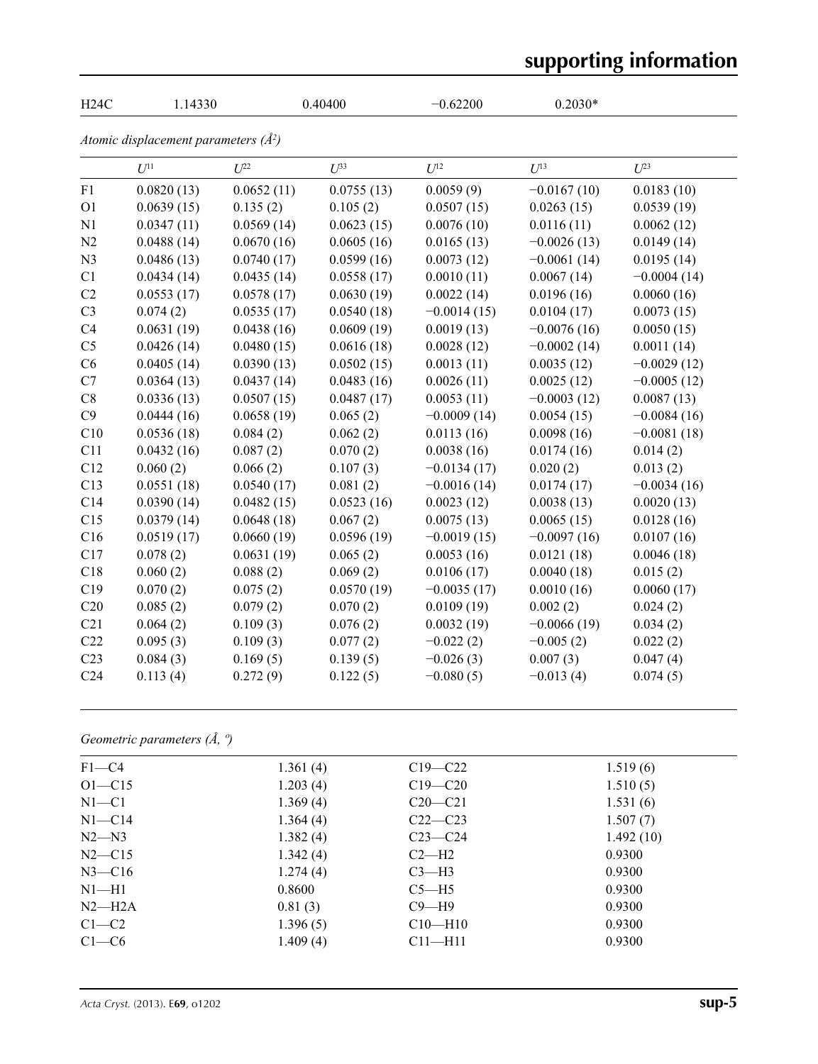| H24C | 1.14330 | 0.40400 | −0.62200 | 0.2030* |
|---|---|---|---|---|

*Atomic displacement parameters (Å²)*

| | $U^{11}$ | $U^{22}$ | $U^{33}$ | $U^{12}$ | $U^{13}$ | $U^{23}$ |
|---|---|---|---|---|---|---|
| F1 | 0.0820 (13) | 0.0652 (11) | 0.0755 (13) | 0.0059 (9) | −0.0167 (10) | 0.0183 (10) |
| O1 | 0.0639 (15) | 0.135 (2) | 0.105 (2) | 0.0507 (15) | 0.0263 (15) | 0.0539 (19) |
| N1 | 0.0347 (11) | 0.0569 (14) | 0.0623 (15) | 0.0076 (10) | 0.0116 (11) | 0.0062 (12) |
| N2 | 0.0488 (14) | 0.0670 (16) | 0.0605 (16) | 0.0165 (13) | −0.0026 (13) | 0.0149 (14) |
| N3 | 0.0486 (13) | 0.0740 (17) | 0.0599 (16) | 0.0073 (12) | −0.0061 (14) | 0.0195 (14) |
| C1 | 0.0434 (14) | 0.0435 (14) | 0.0558 (17) | 0.0010 (11) | 0.0067 (14) | −0.0004 (14) |
| C2 | 0.0553 (17) | 0.0578 (17) | 0.0630 (19) | 0.0022 (14) | 0.0196 (16) | 0.0060 (16) |
| C3 | 0.074 (2) | 0.0535 (17) | 0.0540 (18) | −0.0014 (15) | 0.0104 (17) | 0.0073 (15) |
| C4 | 0.0631 (19) | 0.0438 (16) | 0.0609 (19) | 0.0019 (13) | −0.0076 (16) | 0.0050 (15) |
| C5 | 0.0426 (14) | 0.0480 (15) | 0.0616 (18) | 0.0028 (12) | −0.0002 (14) | 0.0011 (14) |
| C6 | 0.0405 (14) | 0.0390 (13) | 0.0502 (15) | 0.0013 (11) | 0.0035 (12) | −0.0029 (12) |
| C7 | 0.0364 (13) | 0.0437 (14) | 0.0483 (16) | 0.0026 (11) | 0.0025 (12) | −0.0005 (12) |
| C8 | 0.0336 (13) | 0.0507 (15) | 0.0487 (17) | 0.0053 (11) | −0.0003 (12) | 0.0087 (13) |
| C9 | 0.0444 (16) | 0.0658 (19) | 0.065 (2) | −0.0009 (14) | 0.0054 (15) | −0.0084 (16) |
| C10 | 0.0536 (18) | 0.084 (2) | 0.062 (2) | 0.0113 (16) | 0.0098 (16) | −0.0081 (18) |
| C11 | 0.0432 (16) | 0.087 (2) | 0.070 (2) | 0.0038 (16) | 0.0174 (16) | 0.014 (2) |
| C12 | 0.060 (2) | 0.066 (2) | 0.107 (3) | −0.0134 (17) | 0.020 (2) | 0.013 (2) |
| C13 | 0.0551 (18) | 0.0540 (17) | 0.081 (2) | −0.0016 (14) | 0.0174 (17) | −0.0034 (16) |
| C14 | 0.0390 (14) | 0.0482 (15) | 0.0523 (16) | 0.0023 (12) | 0.0038 (13) | 0.0020 (13) |
| C15 | 0.0379 (14) | 0.0648 (18) | 0.067 (2) | 0.0075 (13) | 0.0065 (15) | 0.0128 (16) |
| C16 | 0.0519 (17) | 0.0660 (19) | 0.0596 (19) | −0.0019 (15) | −0.0097 (16) | 0.0107 (16) |
| C17 | 0.078 (2) | 0.0631 (19) | 0.065 (2) | 0.0053 (16) | 0.0121 (18) | 0.0046 (18) |
| C18 | 0.060 (2) | 0.088 (2) | 0.069 (2) | 0.0106 (17) | 0.0040 (18) | 0.015 (2) |
| C19 | 0.070 (2) | 0.075 (2) | 0.0570 (19) | −0.0035 (17) | 0.0010 (16) | 0.0060 (17) |
| C20 | 0.085 (2) | 0.079 (2) | 0.070 (2) | 0.0109 (19) | 0.002 (2) | 0.024 (2) |
| C21 | 0.064 (2) | 0.109 (3) | 0.076 (2) | 0.0032 (19) | −0.0066 (19) | 0.034 (2) |
| C22 | 0.095 (3) | 0.109 (3) | 0.077 (2) | −0.022 (2) | −0.005 (2) | 0.022 (2) |
| C23 | 0.084 (3) | 0.169 (5) | 0.139 (5) | −0.026 (3) | 0.007 (3) | 0.047 (4) |
| C24 | 0.113 (4) | 0.272 (9) | 0.122 (5) | −0.080 (5) | −0.013 (4) | 0.074 (5) |

*Geometric parameters (Å, º)*

| | | | |
|---|---|---|---|
| F1—C4 | 1.361 (4) | C19—C22 | 1.519 (6) |
| O1—C15 | 1.203 (4) | C19—C20 | 1.510 (5) |
| N1—C1 | 1.369 (4) | C20—C21 | 1.531 (6) |
| N1—C14 | 1.364 (4) | C22—C23 | 1.507 (7) |
| N2—N3 | 1.382 (4) | C23—C24 | 1.492 (10) |
| N2—C15 | 1.342 (4) | C2—H2 | 0.9300 |
| N3—C16 | 1.274 (4) | C3—H3 | 0.9300 |
| N1—H1 | 0.8600 | C5—H5 | 0.9300 |
| N2—H2A | 0.81 (3) | C9—H9 | 0.9300 |
| C1—C2 | 1.396 (5) | C10—H10 | 0.9300 |
| C1—C6 | 1.409 (4) | C11—H11 | 0.9300 |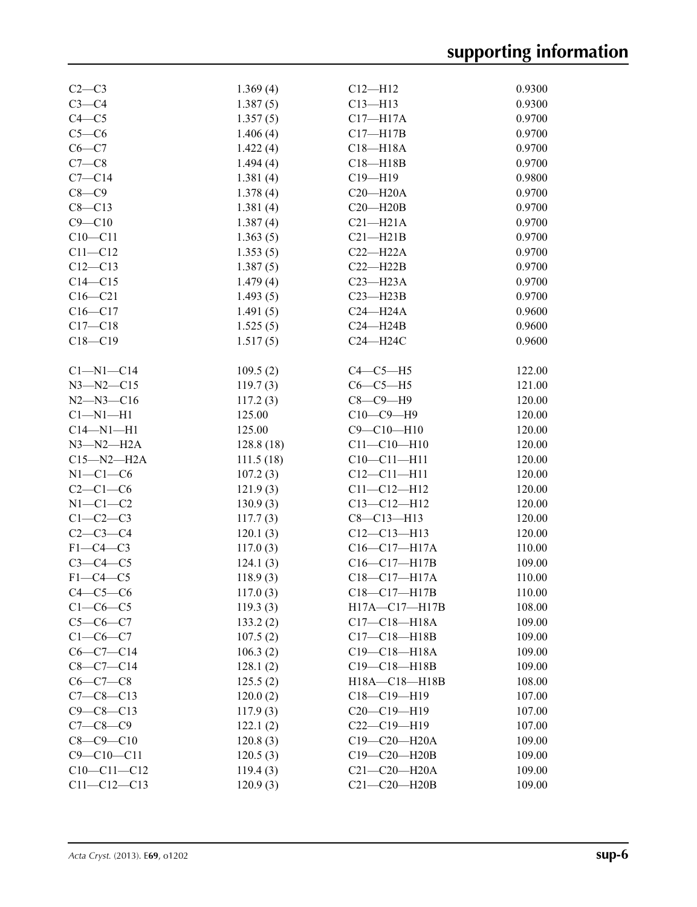| | | | |
|---|---|---|---|
| C2—C3 | 1.369 (4) | C12—H12 | 0.9300 |
| C3—C4 | 1.387 (5) | C13—H13 | 0.9300 |
| C4—C5 | 1.357 (5) | C17—H17A | 0.9700 |
| C5—C6 | 1.406 (4) | C17—H17B | 0.9700 |
| C6—C7 | 1.422 (4) | C18—H18A | 0.9700 |
| C7—C8 | 1.494 (4) | C18—H18B | 0.9700 |
| C7—C14 | 1.381 (4) | C19—H19 | 0.9800 |
| C8—C9 | 1.378 (4) | C20—H20A | 0.9700 |
| C8—C13 | 1.381 (4) | C20—H20B | 0.9700 |
| C9—C10 | 1.387 (4) | C21—H21A | 0.9700 |
| C10—C11 | 1.363 (5) | C21—H21B | 0.9700 |
| C11—C12 | 1.353 (5) | C22—H22A | 0.9700 |
| C12—C13 | 1.387 (5) | C22—H22B | 0.9700 |
| C14—C15 | 1.479 (4) | C23—H23A | 0.9700 |
| C16—C21 | 1.493 (5) | C23—H23B | 0.9700 |
| C16—C17 | 1.491 (5) | C24—H24A | 0.9600 |
| C17—C18 | 1.525 (5) | C24—H24B | 0.9600 |
| C18—C19 | 1.517 (5) | C24—H24C | 0.9600 |
| | | | |
| C1—N1—C14 | 109.5 (2) | C4—C5—H5 | 122.00 |
| N3—N2—C15 | 119.7 (3) | C6—C5—H5 | 121.00 |
| N2—N3—C16 | 117.2 (3) | C8—C9—H9 | 120.00 |
| C1—N1—H1 | 125.00 | C10—C9—H9 | 120.00 |
| C14—N1—H1 | 125.00 | C9—C10—H10 | 120.00 |
| N3—N2—H2A | 128.8 (18) | C11—C10—H10 | 120.00 |
| C15—N2—H2A | 111.5 (18) | C10—C11—H11 | 120.00 |
| N1—C1—C6 | 107.2 (3) | C12—C11—H11 | 120.00 |
| C2—C1—C6 | 121.9 (3) | C11—C12—H12 | 120.00 |
| N1—C1—C2 | 130.9 (3) | C13—C12—H12 | 120.00 |
| C1—C2—C3 | 117.7 (3) | C8—C13—H13 | 120.00 |
| C2—C3—C4 | 120.1 (3) | C12—C13—H13 | 120.00 |
| F1—C4—C3 | 117.0 (3) | C16—C17—H17A | 110.00 |
| C3—C4—C5 | 124.1 (3) | C16—C17—H17B | 109.00 |
| F1—C4—C5 | 118.9 (3) | C18—C17—H17A | 110.00 |
| C4—C5—C6 | 117.0 (3) | C18—C17—H17B | 110.00 |
| C1—C6—C5 | 119.3 (3) | H17A—C17—H17B | 108.00 |
| C5—C6—C7 | 133.2 (2) | C17—C18—H18A | 109.00 |
| C1—C6—C7 | 107.5 (2) | C17—C18—H18B | 109.00 |
| C6—C7—C14 | 106.3 (2) | C19—C18—H18A | 109.00 |
| C8—C7—C14 | 128.1 (2) | C19—C18—H18B | 109.00 |
| C6—C7—C8 | 125.5 (2) | H18A—C18—H18B | 108.00 |
| C7—C8—C13 | 120.0 (2) | C18—C19—H19 | 107.00 |
| C9—C8—C13 | 117.9 (3) | C20—C19—H19 | 107.00 |
| C7—C8—C9 | 122.1 (2) | C22—C19—H19 | 107.00 |
| C8—C9—C10 | 120.8 (3) | C19—C20—H20A | 109.00 |
| C9—C10—C11 | 120.5 (3) | C19—C20—H20B | 109.00 |
| C10—C11—C12 | 119.4 (3) | C21—C20—H20A | 109.00 |
| C11—C12—C13 | 120.9 (3) | C21—C20—H20B | 109.00 |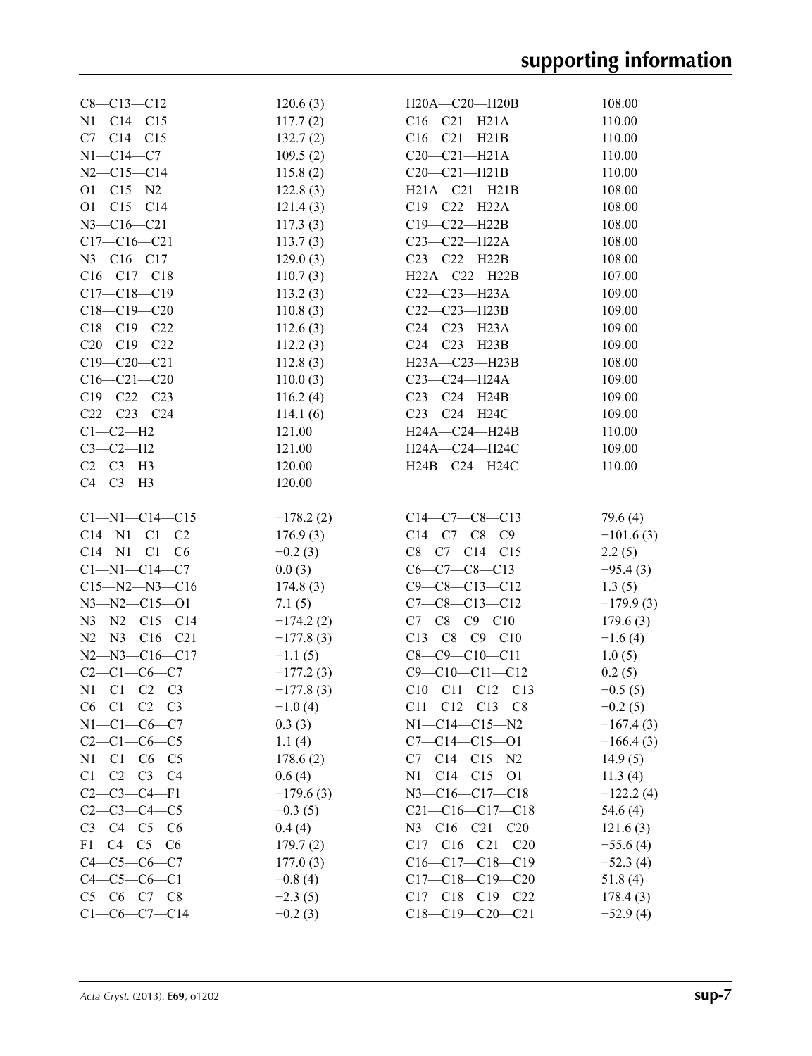| | | | |
|---|---|---|---|
| C8—C13—C12 | 120.6 (3) | H20A—C20—H20B | 108.00 |
| N1—C14—C15 | 117.7 (2) | C16—C21—H21A | 110.00 |
| C7—C14—C15 | 132.7 (2) | C16—C21—H21B | 110.00 |
| N1—C14—C7 | 109.5 (2) | C20—C21—H21A | 110.00 |
| N2—C15—C14 | 115.8 (2) | C20—C21—H21B | 110.00 |
| O1—C15—N2 | 122.8 (3) | H21A—C21—H21B | 108.00 |
| O1—C15—C14 | 121.4 (3) | C19—C22—H22A | 108.00 |
| N3—C16—C21 | 117.3 (3) | C19—C22—H22B | 108.00 |
| C17—C16—C21 | 113.7 (3) | C23—C22—H22A | 108.00 |
| N3—C16—C17 | 129.0 (3) | C23—C22—H22B | 108.00 |
| C16—C17—C18 | 110.7 (3) | H22A—C22—H22B | 107.00 |
| C17—C18—C19 | 113.2 (3) | C22—C23—H23A | 109.00 |
| C18—C19—C20 | 110.8 (3) | C22—C23—H23B | 109.00 |
| C18—C19—C22 | 112.6 (3) | C24—C23—H23A | 109.00 |
| C20—C19—C22 | 112.2 (3) | C24—C23—H23B | 109.00 |
| C19—C20—C21 | 112.8 (3) | H23A—C23—H23B | 108.00 |
| C16—C21—C20 | 110.0 (3) | C23—C24—H24A | 109.00 |
| C19—C22—C23 | 116.2 (4) | C23—C24—H24B | 109.00 |
| C22—C23—C24 | 114.1 (6) | C23—C24—H24C | 109.00 |
| C1—C2—H2 | 121.00 | H24A—C24—H24B | 110.00 |
| C3—C2—H2 | 121.00 | H24A—C24—H24C | 109.00 |
| C2—C3—H3 | 120.00 | H24B—C24—H24C | 110.00 |
| C4—C3—H3 | 120.00 | | |

| | | | |
|---|---|---|---|
| C1—N1—C14—C15 | −178.2 (2) | C14—C7—C8—C13 | 79.6 (4) |
| C14—N1—C1—C2 | 176.9 (3) | C14—C7—C8—C9 | −101.6 (3) |
| C14—N1—C1—C6 | −0.2 (3) | C8—C7—C14—C15 | 2.2 (5) |
| C1—N1—C14—C7 | 0.0 (3) | C6—C7—C8—C13 | −95.4 (3) |
| C15—N2—N3—C16 | 174.8 (3) | C9—C8—C13—C12 | 1.3 (5) |
| N3—N2—C15—O1 | 7.1 (5) | C7—C8—C13—C12 | −179.9 (3) |
| N3—N2—C15—C14 | −174.2 (2) | C7—C8—C9—C10 | 179.6 (3) |
| N2—N3—C16—C21 | −177.8 (3) | C13—C8—C9—C10 | −1.6 (4) |
| N2—N3—C16—C17 | −1.1 (5) | C8—C9—C10—C11 | 1.0 (5) |
| C2—C1—C6—C7 | −177.2 (3) | C9—C10—C11—C12 | 0.2 (5) |
| N1—C1—C2—C3 | −177.8 (3) | C10—C11—C12—C13 | −0.5 (5) |
| C6—C1—C2—C3 | −1.0 (4) | C11—C12—C13—C8 | −0.2 (5) |
| N1—C1—C6—C7 | 0.3 (3) | N1—C14—C15—N2 | −167.4 (3) |
| C2—C1—C6—C5 | 1.1 (4) | C7—C14—C15—O1 | −166.4 (3) |
| N1—C1—C6—C5 | 178.6 (2) | C7—C14—C15—N2 | 14.9 (5) |
| C1—C2—C3—C4 | 0.6 (4) | N1—C14—C15—O1 | 11.3 (4) |
| C2—C3—C4—F1 | −179.6 (3) | N3—C16—C17—C18 | −122.2 (4) |
| C2—C3—C4—C5 | −0.3 (5) | C21—C16—C17—C18 | 54.6 (4) |
| C3—C4—C5—C6 | 0.4 (4) | N3—C16—C21—C20 | 121.6 (3) |
| F1—C4—C5—C6 | 179.7 (2) | C17—C16—C21—C20 | −55.6 (4) |
| C4—C5—C6—C7 | 177.0 (3) | C16—C17—C18—C19 | −52.3 (4) |
| C4—C5—C6—C1 | −0.8 (4) | C17—C18—C19—C20 | 51.8 (4) |
| C5—C6—C7—C8 | −2.3 (5) | C17—C18—C19—C22 | 178.4 (3) |
| C1—C6—C7—C14 | −0.2 (3) | C18—C19—C20—C21 | −52.9 (4) |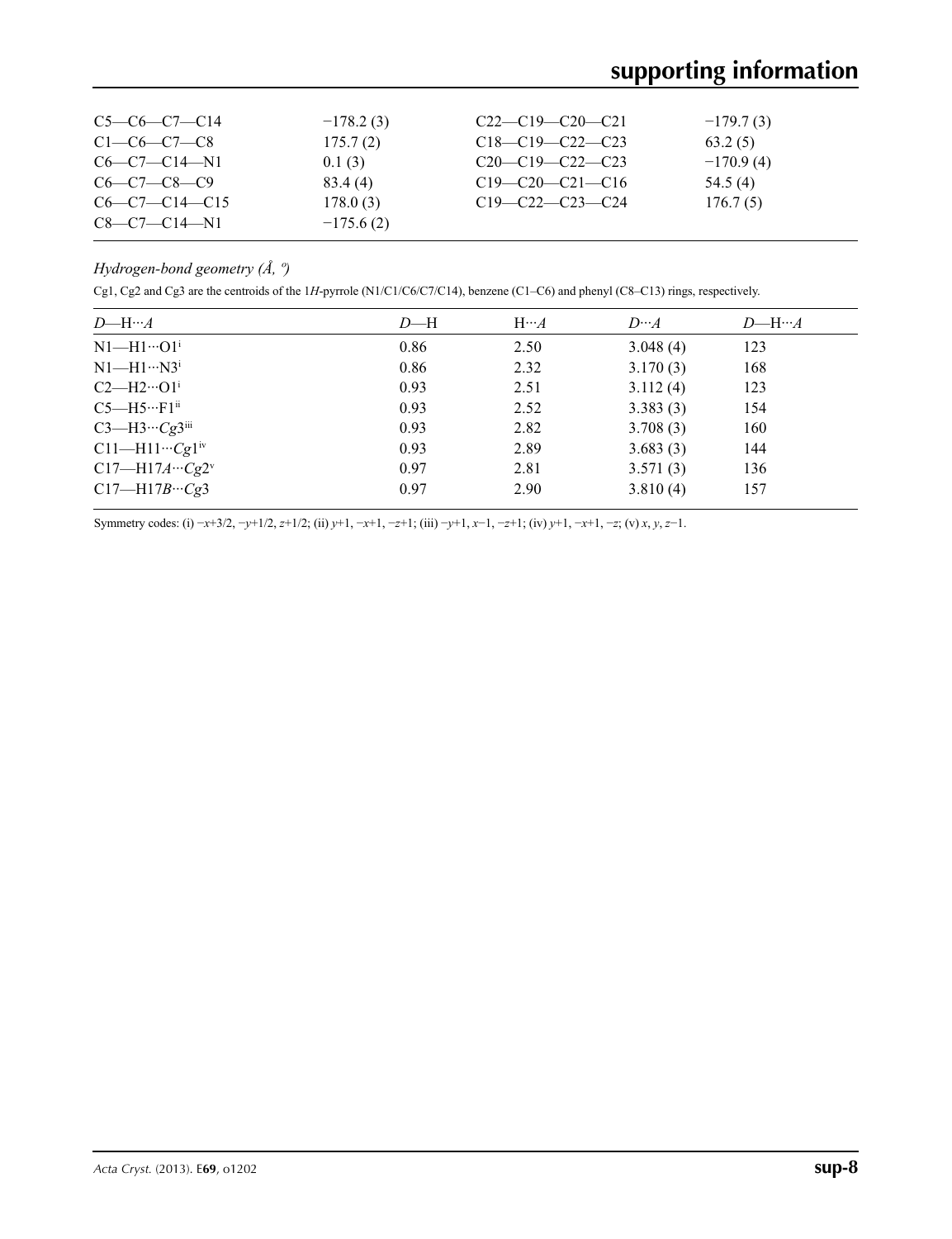| | | | |
|---|---|---|---|
| C5—C6—C7—C14 | −178.2 (3) | C22—C19—C20—C21 | −179.7 (3) |
| C1—C6—C7—C8 | 175.7 (2) | C18—C19—C22—C23 | 63.2 (5) |
| C6—C7—C14—N1 | 0.1 (3) | C20—C19—C22—C23 | −170.9 (4) |
| C6—C7—C8—C9 | 83.4 (4) | C19—C20—C21—C16 | 54.5 (4) |
| C6—C7—C14—C15 | 178.0 (3) | C19—C22—C23—C24 | 176.7 (5) |
| C8—C7—C14—N1 | −175.6 (2) | | |

*Hydrogen-bond geometry (Å, º)*

Cg1, Cg2 and Cg3 are the centroids of the 1*H*-pyrrole (N1/C1/C6/C7/C14), benzene (C1–C6) and phenyl (C8–C13) rings, respectively.

| *D*—H···*A* | *D*—H | H···*A* | *D*···*A* | *D*—H···*A* |
|---|---|---|---|---|
| N1—H1···O1[i] | 0.86 | 2.50 | 3.048 (4) | 123 |
| N1—H1···N3[i] | 0.86 | 2.32 | 3.170 (3) | 168 |
| C2—H2···O1[i] | 0.93 | 2.51 | 3.112 (4) | 123 |
| C5—H5···F1[ii] | 0.93 | 2.52 | 3.383 (3) | 154 |
| C3—H3···*Cg*3[iii] | 0.93 | 2.82 | 3.708 (3) | 160 |
| C11—H11···*Cg*1[iv] | 0.93 | 2.89 | 3.683 (3) | 144 |
| C17—H17*A*···*Cg*2[v] | 0.97 | 2.81 | 3.571 (3) | 136 |
| C17—H17*B*···*Cg*3 | 0.97 | 2.90 | 3.810 (4) | 157 |

Symmetry codes: (i) −*x*+3/2, −*y*+1/2, *z*+1/2; (ii) *y*+1, −*x*+1, −*z*+1; (iii) −*y*+1, *x*−1, −*z*+1; (iv) *y*+1, −*x*+1, −*z*; (v) *x*, *y*, *z*−1.